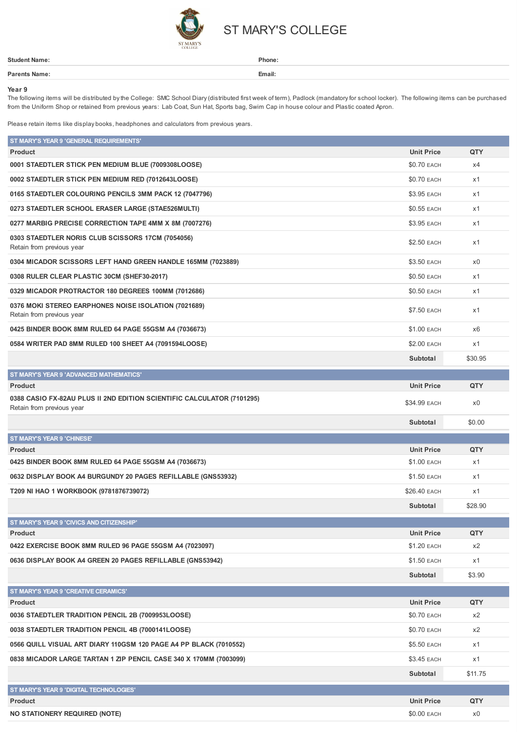# ST MARY'S COLLEGE

**Student Name:**

**Phone:**

**Parents Name:**

**Email:**

**Year 9**

The following items will be distributed by the College: SMC School Diary (distributed first week of term), Padlock (mandatory for school locker). The following items can be purchased from the Uniform Shop or retained from previous years: Lab Coat, Sun Hat, Sports bag, Swim Cap in house colour and Plastic coated Apron.

Please retain items like display books, headphones and calculators from previous years.

## ST MARY'S YEAR 9 'GENERAL REQUIREMENTS'

| Product | Unit Price | QTY |
|---|---|---|
| **0001 STAEDTLER STICK PEN MEDIUM BLUE (7009308LOOSE)** | $0.70 EACH | x4 |
| **0002 STAEDTLER STICK PEN MEDIUM RED (7012643LOOSE)** | $0.70 EACH | x1 |
| **0165 STAEDTLER COLOURING PENCILS 3MM PACK 12 (7047796)** | $3.95 EACH | x1 |
| **0273 STAEDTLER SCHOOL ERASER LARGE (STAE526MULTI)** | $0.55 EACH | x1 |
| **0277 MARBIG PRECISE CORRECTION TAPE 4MM X 8M (7007276)** | $3.95 EACH | x1 |
| **0303 STAEDTLER NORIS CLUB SCISSORS 17CM (7054056)** Retain from previous year | $2.50 EACH | x1 |
| **0304 MICADOR SCISSORS LEFT HAND GREEN HANDLE 165MM (7023889)** | $3.50 EACH | x0 |
| **0308 RULER CLEAR PLASTIC 30CM (SHEF30-2017)** | $0.50 EACH | x1 |
| **0329 MICADOR PROTRACTOR 180 DEGREES 100MM (7012686)** | $0.50 EACH | x1 |
| **0376 MOKI STEREO EARPHONES NOISE ISOLATION (7021689)** Retain from previous year | $7.50 EACH | x1 |
| **0425 BINDER BOOK 8MM RULED 64 PAGE 55GSM A4 (7036673)** | $1.00 EACH | x6 |
| **0584 WRITER PAD 8MM RULED 100 SHEET A4 (7091594LOOSE)** | $2.00 EACH | x1 |
| | **Subtotal** | $30.95 |

## ST MARY'S YEAR 9 'ADVANCED MATHEMATICS'

| Product | Unit Price | QTY |
|---|---|---|
| **0388 CASIO FX-82AU PLUS II 2ND EDITION SCIENTIFIC CALCULATOR (7101295)** Retain from previous year | $34.99 EACH | x0 |
| | **Subtotal** | $0.00 |

## ST MARY'S YEAR 9 'CHINESE'

| Product | Unit Price | QTY |
|---|---|---|
| **0425 BINDER BOOK 8MM RULED 64 PAGE 55GSM A4 (7036673)** | $1.00 EACH | x1 |
| **0632 DISPLAY BOOK A4 BURGUNDY 20 PAGES REFILLABLE (GNS53932)** | $1.50 EACH | x1 |
| **T209 NI HAO 1 WORKBOOK (9781876739072)** | $26.40 EACH | x1 |
| | **Subtotal** | $28.90 |

## ST MARY'S YEAR 9 'CIVICS AND CITIZENSHIP'

| Product | Unit Price | QTY |
|---|---|---|
| **0422 EXERCISE BOOK 8MM RULED 96 PAGE 55GSM A4 (7023097)** | $1.20 EACH | x2 |
| **0636 DISPLAY BOOK A4 GREEN 20 PAGES REFILLABLE (GNS53942)** | $1.50 EACH | x1 |
| | **Subtotal** | $3.90 |

## ST MARY'S YEAR 9 'CREATIVE CERAMICS'

| Product | Unit Price | QTY |
|---|---|---|
| **0036 STAEDTLER TRADITION PENCIL 2B (7009953LOOSE)** | $0.70 EACH | x2 |
| **0038 STAEDTLER TRADITION PENCIL 4B (7000141LOOSE)** | $0.70 EACH | x2 |
| **0566 QUILL VISUAL ART DIARY 110GSM 120 PAGE A4 PP BLACK (7010552)** | $5.50 EACH | x1 |
| **0838 MICADOR LARGE TARTAN 1 ZIP PENCIL CASE 340 X 170MM (7003099)** | $3.45 EACH | x1 |
| | **Subtotal** | $11.75 |

## ST MARY'S YEAR 9 'DIGITAL TECHNOLOGIES'

| Product | Unit Price | QTY |
|---|---|---|
| **NO STATIONERY REQUIRED (NOTE)** | $0.00 EACH | x0 |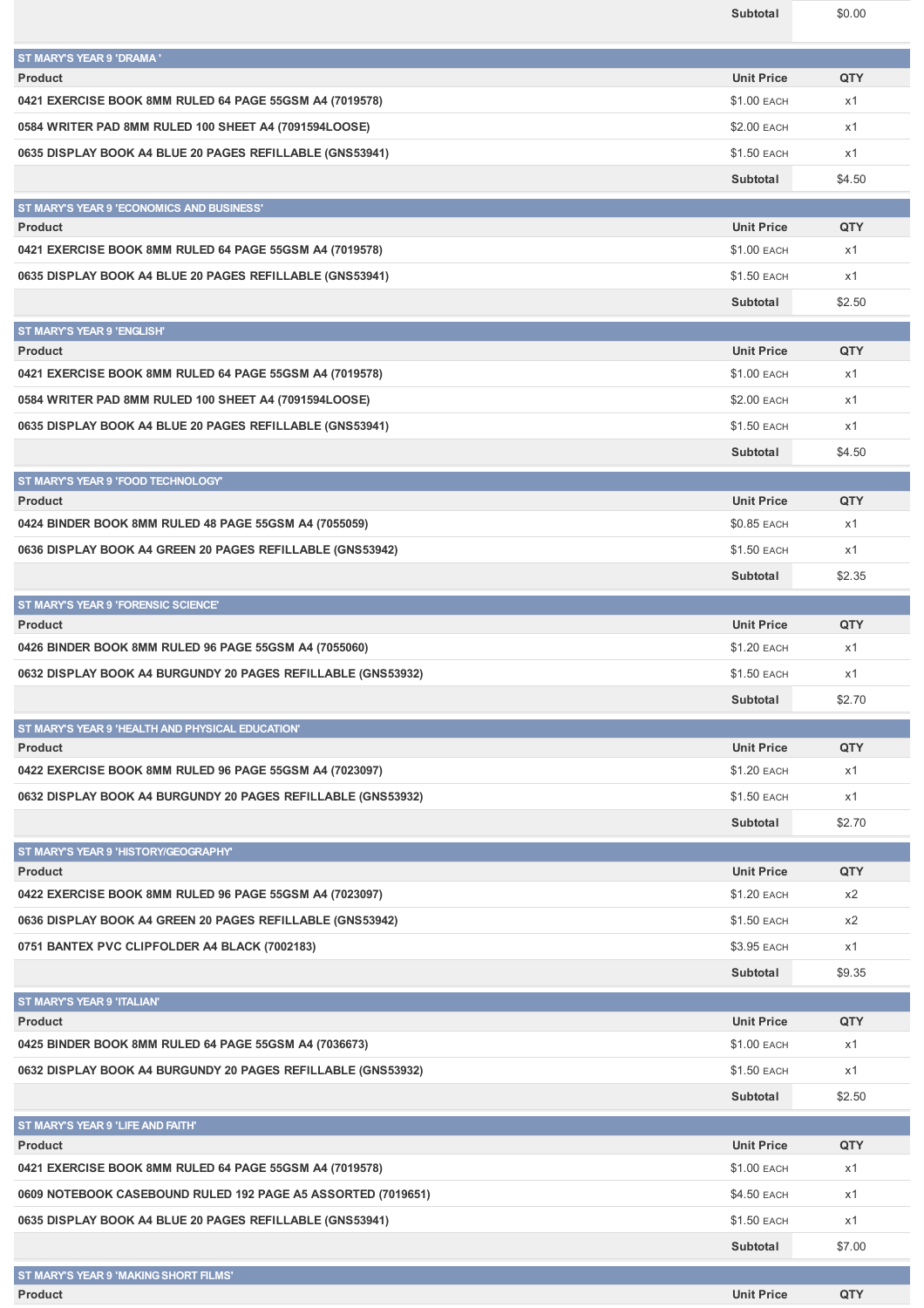| | | Subtotal | $0.00 |
|---|---|---|---|

## ST MARY'S YEAR 9 'DRAMA '

| Product | Unit Price | QTY |
|---|---|---|
| 0421 EXERCISE BOOK 8MM RULED 64 PAGE 55GSM A4 (7019578) | $1.00 EACH | x1 |
| 0584 WRITER PAD 8MM RULED 100 SHEET A4 (7091594LOOSE) | $2.00 EACH | x1 |
| 0635 DISPLAY BOOK A4 BLUE 20 PAGES REFILLABLE (GNS53941) | $1.50 EACH | x1 |
| | Subtotal | $4.50 |

## ST MARY'S YEAR 9 'ECONOMICS AND BUSINESS'

| Product | Unit Price | QTY |
|---|---|---|
| 0421 EXERCISE BOOK 8MM RULED 64 PAGE 55GSM A4 (7019578) | $1.00 EACH | x1 |
| 0635 DISPLAY BOOK A4 BLUE 20 PAGES REFILLABLE (GNS53941) | $1.50 EACH | x1 |
| | Subtotal | $2.50 |

## ST MARY'S YEAR 9 'ENGLISH'

| Product | Unit Price | QTY |
|---|---|---|
| 0421 EXERCISE BOOK 8MM RULED 64 PAGE 55GSM A4 (7019578) | $1.00 EACH | x1 |
| 0584 WRITER PAD 8MM RULED 100 SHEET A4 (7091594LOOSE) | $2.00 EACH | x1 |
| 0635 DISPLAY BOOK A4 BLUE 20 PAGES REFILLABLE (GNS53941) | $1.50 EACH | x1 |
| | Subtotal | $4.50 |

## ST MARY'S YEAR 9 'FOOD TECHNOLOGY'

| Product | Unit Price | QTY |
|---|---|---|
| 0424 BINDER BOOK 8MM RULED 48 PAGE 55GSM A4 (7055059) | $0.85 EACH | x1 |
| 0636 DISPLAY BOOK A4 GREEN 20 PAGES REFILLABLE (GNS53942) | $1.50 EACH | x1 |
| | Subtotal | $2.35 |

## ST MARY'S YEAR 9 'FORENSIC SCIENCE'

| Product | Unit Price | QTY |
|---|---|---|
| 0426 BINDER BOOK 8MM RULED 96 PAGE 55GSM A4 (7055060) | $1.20 EACH | x1 |
| 0632 DISPLAY BOOK A4 BURGUNDY 20 PAGES REFILLABLE (GNS53932) | $1.50 EACH | x1 |
| | Subtotal | $2.70 |

## ST MARY'S YEAR 9 'HEALTH AND PHYSICAL EDUCATION'

| Product | Unit Price | QTY |
|---|---|---|
| 0422 EXERCISE BOOK 8MM RULED 96 PAGE 55GSM A4 (7023097) | $1.20 EACH | x1 |
| 0632 DISPLAY BOOK A4 BURGUNDY 20 PAGES REFILLABLE (GNS53932) | $1.50 EACH | x1 |
| | Subtotal | $2.70 |

## ST MARY'S YEAR 9 'HISTORY/GEOGRAPHY'

| Product | Unit Price | QTY |
|---|---|---|
| 0422 EXERCISE BOOK 8MM RULED 96 PAGE 55GSM A4 (7023097) | $1.20 EACH | x2 |
| 0636 DISPLAY BOOK A4 GREEN 20 PAGES REFILLABLE (GNS53942) | $1.50 EACH | x2 |
| 0751 BANTEX PVC CLIPFOLDER A4 BLACK (7002183) | $3.95 EACH | x1 |
| | Subtotal | $9.35 |

## ST MARY'S YEAR 9 'ITALIAN'

| Product | Unit Price | QTY |
|---|---|---|
| 0425 BINDER BOOK 8MM RULED 64 PAGE 55GSM A4 (7036673) | $1.00 EACH | x1 |
| 0632 DISPLAY BOOK A4 BURGUNDY 20 PAGES REFILLABLE (GNS53932) | $1.50 EACH | x1 |
| | Subtotal | $2.50 |

## ST MARY'S YEAR 9 'LIFE AND FAITH'

| Product | Unit Price | QTY |
|---|---|---|
| 0421 EXERCISE BOOK 8MM RULED 64 PAGE 55GSM A4 (7019578) | $1.00 EACH | x1 |
| 0609 NOTEBOOK CASEBOUND RULED 192 PAGE A5 ASSORTED (7019651) | $4.50 EACH | x1 |
| 0635 DISPLAY BOOK A4 BLUE 20 PAGES REFILLABLE (GNS53941) | $1.50 EACH | x1 |
| | Subtotal | $7.00 |

## ST MARY'S YEAR 9 'MAKING SHORT FILMS'

| Product | Unit Price | QTY |
|---|---|---|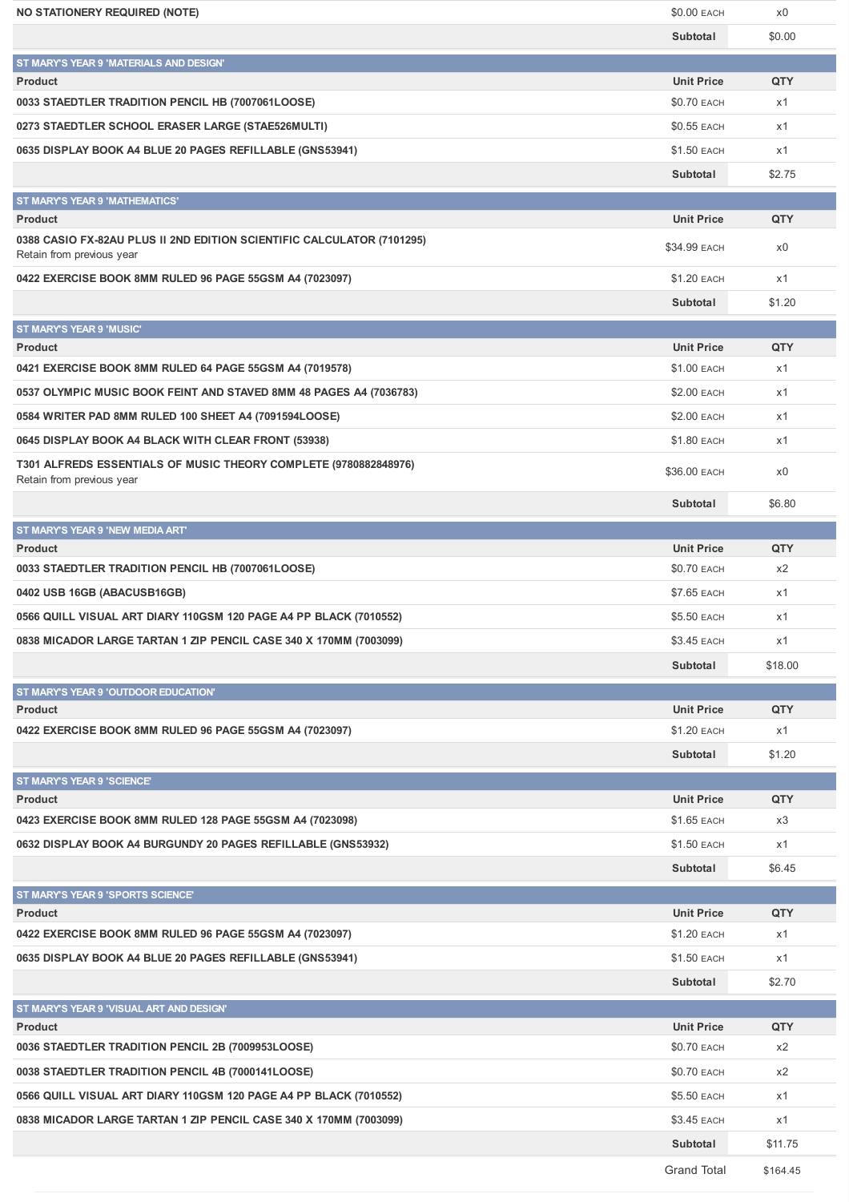| Product | Unit Price | QTY |
|---|---|---|
| NO STATIONERY REQUIRED (NOTE) | $0.00 EACH | x0 |
| | Subtotal | $0.00 |

**ST MARY'S YEAR 9 'MATERIALS AND DESIGN'**

| Product | Unit Price | QTY |
|---|---|---|
| 0033 STAEDTLER TRADITION PENCIL HB (7007061LOOSE) | $0.70 EACH | x1 |
| 0273 STAEDTLER SCHOOL ERASER LARGE (STAE526MULTI) | $0.55 EACH | x1 |
| 0635 DISPLAY BOOK A4 BLUE 20 PAGES REFILLABLE (GNS53941) | $1.50 EACH | x1 |
| | Subtotal | $2.75 |

**ST MARY'S YEAR 9 'MATHEMATICS'**

| Product | Unit Price | QTY |
|---|---|---|
| 0388 CASIO FX-82AU PLUS II 2ND EDITION SCIENTIFIC CALCULATOR (7101295) Retain from previous year | $34.99 EACH | x0 |
| 0422 EXERCISE BOOK 8MM RULED 96 PAGE 55GSM A4 (7023097) | $1.20 EACH | x1 |
| | Subtotal | $1.20 |

**ST MARY'S YEAR 9 'MUSIC'**

| Product | Unit Price | QTY |
|---|---|---|
| 0421 EXERCISE BOOK 8MM RULED 64 PAGE 55GSM A4 (7019578) | $1.00 EACH | x1 |
| 0537 OLYMPIC MUSIC BOOK FEINT AND STAVED 8MM 48 PAGES A4 (7036783) | $2.00 EACH | x1 |
| 0584 WRITER PAD 8MM RULED 100 SHEET A4 (7091594LOOSE) | $2.00 EACH | x1 |
| 0645 DISPLAY BOOK A4 BLACK WITH CLEAR FRONT (53938) | $1.80 EACH | x1 |
| T301 ALFREDS ESSENTIALS OF MUSIC THEORY COMPLETE (9780882848976) Retain from previous year | $36.00 EACH | x0 |
| | Subtotal | $6.80 |

**ST MARY'S YEAR 9 'NEW MEDIA ART'**

| Product | Unit Price | QTY |
|---|---|---|
| 0033 STAEDTLER TRADITION PENCIL HB (7007061LOOSE) | $0.70 EACH | x2 |
| 0402 USB 16GB (ABACUSB16GB) | $7.65 EACH | x1 |
| 0566 QUILL VISUAL ART DIARY 110GSM 120 PAGE A4 PP BLACK (7010552) | $5.50 EACH | x1 |
| 0838 MICADOR LARGE TARTAN 1 ZIP PENCIL CASE 340 X 170MM (7003099) | $3.45 EACH | x1 |
| | Subtotal | $18.00 |

**ST MARY'S YEAR 9 'OUTDOOR EDUCATION'**

| Product | Unit Price | QTY |
|---|---|---|
| 0422 EXERCISE BOOK 8MM RULED 96 PAGE 55GSM A4 (7023097) | $1.20 EACH | x1 |
| | Subtotal | $1.20 |

**ST MARY'S YEAR 9 'SCIENCE'**

| Product | Unit Price | QTY |
|---|---|---|
| 0423 EXERCISE BOOK 8MM RULED 128 PAGE 55GSM A4 (7023098) | $1.65 EACH | x3 |
| 0632 DISPLAY BOOK A4 BURGUNDY 20 PAGES REFILLABLE (GNS53932) | $1.50 EACH | x1 |
| | Subtotal | $6.45 |

**ST MARY'S YEAR 9 'SPORTS SCIENCE'**

| Product | Unit Price | QTY |
|---|---|---|
| 0422 EXERCISE BOOK 8MM RULED 96 PAGE 55GSM A4 (7023097) | $1.20 EACH | x1 |
| 0635 DISPLAY BOOK A4 BLUE 20 PAGES REFILLABLE (GNS53941) | $1.50 EACH | x1 |
| | Subtotal | $2.70 |

**ST MARY'S YEAR 9 'VISUAL ART AND DESIGN'**

| Product | Unit Price | QTY |
|---|---|---|
| 0036 STAEDTLER TRADITION PENCIL 2B (7009953LOOSE) | $0.70 EACH | x2 |
| 0038 STAEDTLER TRADITION PENCIL 4B (7000141LOOSE) | $0.70 EACH | x2 |
| 0566 QUILL VISUAL ART DIARY 110GSM 120 PAGE A4 PP BLACK (7010552) | $5.50 EACH | x1 |
| 0838 MICADOR LARGE TARTAN 1 ZIP PENCIL CASE 340 X 170MM (7003099) | $3.45 EACH | x1 |
| | Subtotal | $11.75 |

Grand Total $164.45